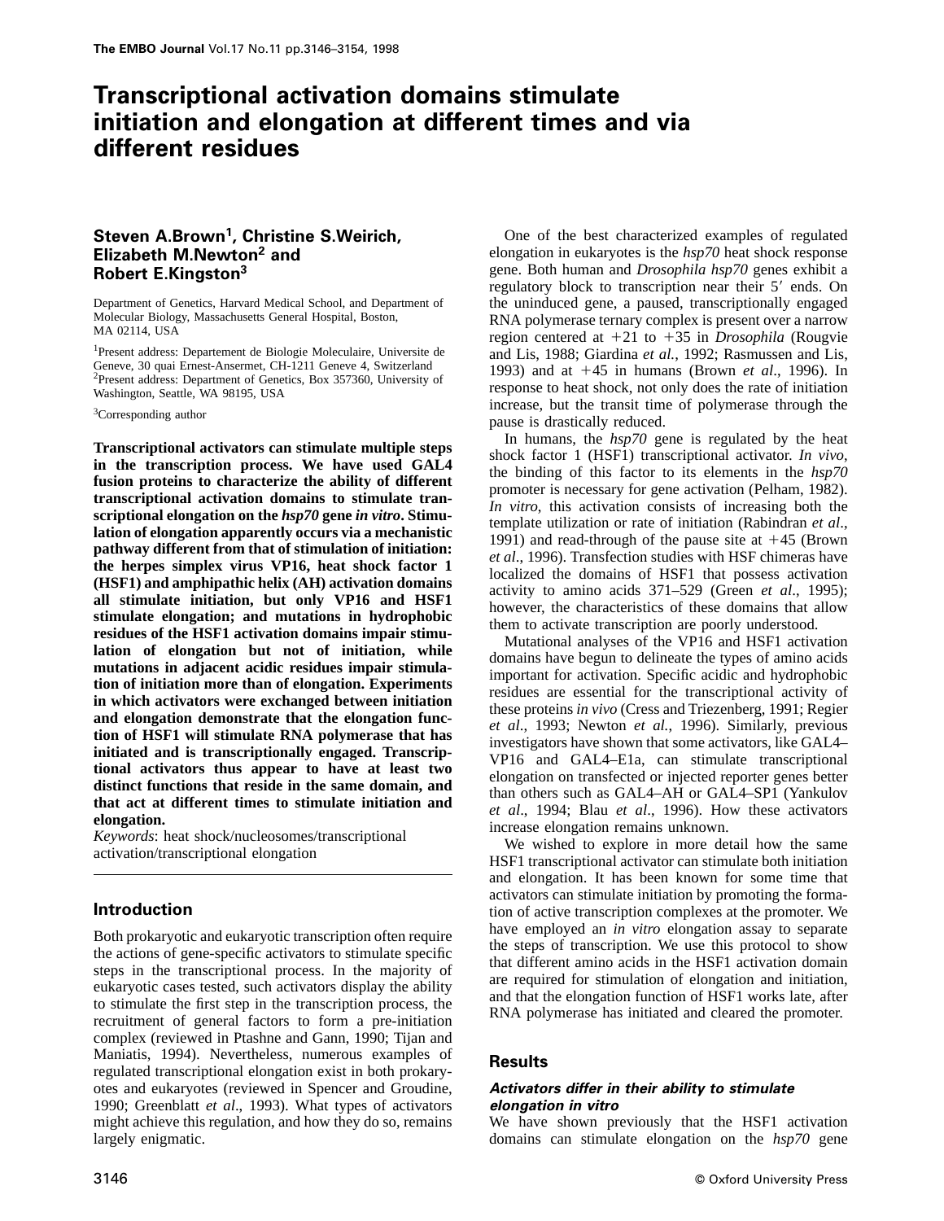# Transcriptional activation domains stimulate initiation and elongation at different times and via different residues

**Steven A.Brown[1], Christine S.Weirich, Elizabeth M.Newton[2] and Robert E.Kingston[3]**

Department of Genetics, Harvard Medical School, and Department of Molecular Biology, Massachusetts General Hospital, Boston, MA 02114, USA

[1]Present address: Departement de Biologie Moleculaire, Universite de Geneve, 30 quai Ernest-Ansermet, CH-1211 Geneve 4, Switzerland
[2]Present address: Department of Genetics, Box 357360, University of Washington, Seattle, WA 98195, USA

[3]Corresponding author

**Transcriptional activators can stimulate multiple steps in the transcription process. We have used GAL4 fusion proteins to characterize the ability of different transcriptional activation domains to stimulate transcriptional elongation on the *hsp70* gene *in vitro*. Stimulation of elongation apparently occurs via a mechanistic pathway different from that of stimulation of initiation: the herpes simplex virus VP16, heat shock factor 1 (HSF1) and amphipathic helix (AH) activation domains all stimulate initiation, but only VP16 and HSF1 stimulate elongation; and mutations in hydrophobic residues of the HSF1 activation domains impair stimulation of elongation but not of initiation, while mutations in adjacent acidic residues impair stimulation of initiation more than of elongation. Experiments in which activators were exchanged between initiation and elongation demonstrate that the elongation function of HSF1 will stimulate RNA polymerase that has initiated and is transcriptionally engaged. Transcriptional activators thus appear to have at least two distinct functions that reside in the same domain, and that act at different times to stimulate initiation and elongation.**

*Keywords*: heat shock/nucleosomes/transcriptional activation/transcriptional elongation

## Introduction

Both prokaryotic and eukaryotic transcription often require the actions of gene-specific activators to stimulate specific steps in the transcriptional process. In the majority of eukaryotic cases tested, such activators display the ability to stimulate the first step in the transcription process, the recruitment of general factors to form a pre-initiation complex (reviewed in Ptashne and Gann, 1990; Tijan and Maniatis, 1994). Nevertheless, numerous examples of regulated transcriptional elongation exist in both prokaryotes and eukaryotes (reviewed in Spencer and Groudine, 1990; Greenblatt *et al*., 1993). What types of activators might achieve this regulation, and how they do so, remains largely enigmatic.

One of the best characterized examples of regulated elongation in eukaryotes is the *hsp70* heat shock response gene. Both human and *Drosophila hsp70* genes exhibit a regulatory block to transcription near their 5′ ends. On the uninduced gene, a paused, transcriptionally engaged RNA polymerase ternary complex is present over a narrow region centered at +21 to +35 in *Drosophila* (Rougvie and Lis, 1988; Giardina *et al.*, 1992; Rasmussen and Lis, 1993) and at +45 in humans (Brown *et al*., 1996). In response to heat shock, not only does the rate of initiation increase, but the transit time of polymerase through the pause is drastically reduced.

In humans, the *hsp70* gene is regulated by the heat shock factor 1 (HSF1) transcriptional activator. *In vivo*, the binding of this factor to its elements in the *hsp70* promoter is necessary for gene activation (Pelham, 1982). *In vitro*, this activation consists of increasing both the template utilization or rate of initiation (Rabindran *et al*., 1991) and read-through of the pause site at +45 (Brown *et al*., 1996). Transfection studies with HSF chimeras have localized the domains of HSF1 that possess activation activity to amino acids 371–529 (Green *et al*., 1995); however, the characteristics of these domains that allow them to activate transcription are poorly understood.

Mutational analyses of the VP16 and HSF1 activation domains have begun to delineate the types of amino acids important for activation. Specific acidic and hydrophobic residues are essential for the transcriptional activity of these proteins *in vivo* (Cress and Triezenberg, 1991; Regier *et al*., 1993; Newton *et al.*, 1996). Similarly, previous investigators have shown that some activators, like GAL4–VP16 and GAL4–E1a, can stimulate transcriptional elongation on transfected or injected reporter genes better than others such as GAL4–AH or GAL4–SP1 (Yankulov *et al*., 1994; Blau *et al*., 1996). How these activators increase elongation remains unknown.

We wished to explore in more detail how the same HSF1 transcriptional activator can stimulate both initiation and elongation. It has been known for some time that activators can stimulate initiation by promoting the formation of active transcription complexes at the promoter. We have employed an *in vitro* elongation assay to separate the steps of transcription. We use this protocol to show that different amino acids in the HSF1 activation domain are required for stimulation of elongation and initiation, and that the elongation function of HSF1 works late, after RNA polymerase has initiated and cleared the promoter.

## Results

### *Activators differ in their ability to stimulate elongation in vitro*

We have shown previously that the HSF1 activation domains can stimulate elongation on the *hsp70* gene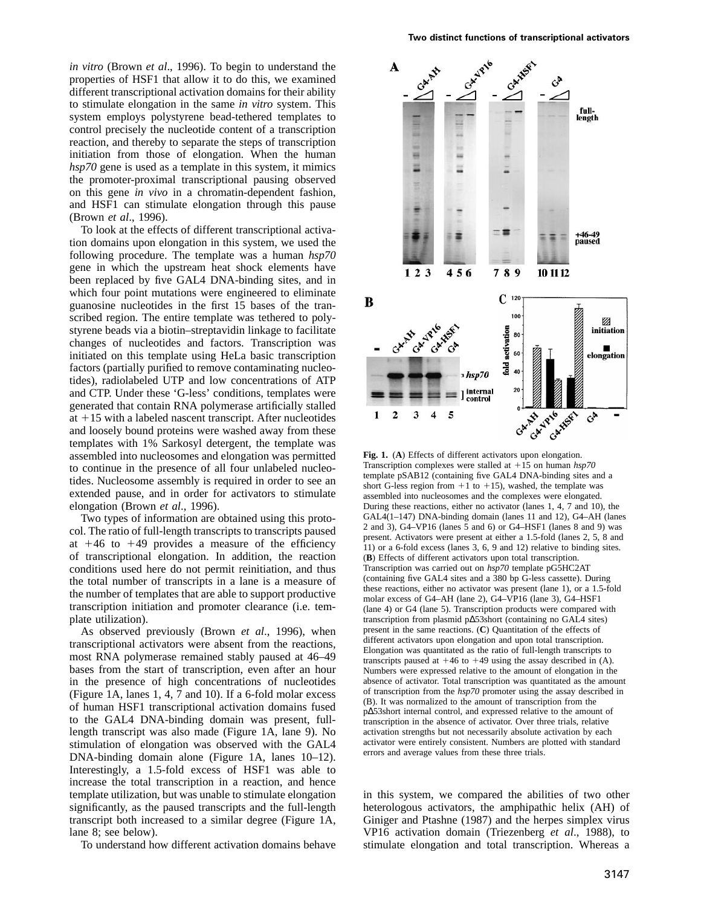*in vitro* (Brown *et al*., 1996). To begin to understand the properties of HSF1 that allow it to do this, we examined different transcriptional activation domains for their ability to stimulate elongation in the same *in vitro* system. This system employs polystyrene bead-tethered templates to control precisely the nucleotide content of a transcription reaction, and thereby to separate the steps of transcription initiation from those of elongation. When the human *hsp70* gene is used as a template in this system, it mimics the promoter-proximal transcriptional pausing observed on this gene *in vivo* in a chromatin-dependent fashion, and HSF1 can stimulate elongation through this pause (Brown *et al*., 1996).

To look at the effects of different transcriptional activation domains upon elongation in this system, we used the following procedure. The template was a human *hsp70* gene in which the upstream heat shock elements have been replaced by five GAL4 DNA-binding sites, and in which four point mutations were engineered to eliminate guanosine nucleotides in the first 15 bases of the transcribed region. The entire template was tethered to polystyrene beads via a biotin–streptavidin linkage to facilitate changes of nucleotides and factors. Transcription was initiated on this template using HeLa basic transcription factors (partially purified to remove contaminating nucleotides), radiolabeled UTP and low concentrations of ATP and CTP. Under these 'G-less' conditions, templates were generated that contain RNA polymerase artificially stalled at +15 with a labeled nascent transcript. After nucleotides and loosely bound proteins were washed away from these templates with 1% Sarkosyl detergent, the template was assembled into nucleosomes and elongation was permitted to continue in the presence of all four unlabeled nucleotides. Nucleosome assembly is required in order to see an extended pause, and in order for activators to stimulate elongation (Brown *et al*., 1996).

Two types of information are obtained using this protocol. The ratio of full-length transcripts to transcripts paused at +46 to +49 provides a measure of the efficiency of transcriptional elongation. In addition, the reaction conditions used here do not permit reinitiation, and thus the total number of transcripts in a lane is a measure of the number of templates that are able to support productive transcription initiation and promoter clearance (i.e. template utilization).

As observed previously (Brown *et al*., 1996), when transcriptional activators were absent from the reactions, most RNA polymerase remained stably paused at 46–49 bases from the start of transcription, even after an hour in the presence of high concentrations of nucleotides (Figure 1A, lanes 1, 4, 7 and 10). If a 6-fold molar excess of human HSF1 transcriptional activation domains fused to the GAL4 DNA-binding domain was present, full-length transcript was also made (Figure 1A, lane 9). No stimulation of elongation was observed with the GAL4 DNA-binding domain alone (Figure 1A, lanes 10–12). Interestingly, a 1.5-fold excess of HSF1 was able to increase the total transcription in a reaction, and hence template utilization, but was unable to stimulate elongation significantly, as the paused transcripts and the full-length transcript both increased to a similar degree (Figure 1A, lane 8; see below).

To understand how different activation domains behave in this system, we compared the abilities of two other heterologous activators, the amphipathic helix (AH) of Giniger and Ptashne (1987) and the herpes simplex virus VP16 activation domain (Triezenberg *et al*., 1988), to stimulate elongation and total transcription. Whereas a

**Fig. 1.** (**A**) Effects of different activators upon elongation. Transcription complexes were stalled at +15 on human *hsp70* template pSAB12 (containing five GAL4 DNA-binding sites and a short G-less region from +1 to +15), washed, the template was assembled into nucleosomes and the complexes were elongated. During these reactions, either no activator (lanes 1, 4, 7 and 10), the GAL4(1–147) DNA-binding domain (lanes 11 and 12), G4–AH (lanes 2 and 3), G4–VP16 (lanes 5 and 6) or G4–HSF1 (lanes 8 and 9) was present. Activators were present at either a 1.5-fold (lanes 2, 5, 8 and 11) or a 6-fold excess (lanes 3, 6, 9 and 12) relative to binding sites. (**B**) Effects of different activators upon total transcription. Transcription was carried out on *hsp70* template pG5HC2AT (containing five GAL4 sites and a 380 bp G-less cassette). During these reactions, either no activator was present (lane 1), or a 1.5-fold molar excess of G4–AH (lane 2), G4–VP16 (lane 3), G4–HSF1 (lane 4) or G4 (lane 5). Transcription products were compared with transcription from plasmid pΔ53short (containing no GAL4 sites) present in the same reactions. (**C**) Quantitation of the effects of different activators upon elongation and upon total transcription. Elongation was quantitated as the ratio of full-length transcripts to transcripts paused at +46 to +49 using the assay described in (A). Numbers were expressed relative to the amount of elongation in the absence of activator. Total transcription was quantitated as the amount of transcription from the *hsp70* promoter using the assay described in (B). It was normalized to the amount of transcription from the pΔ53short internal control, and expressed relative to the amount of transcription in the absence of activator. Over three trials, relative activation strengths but not necessarily absolute activation by each activator were entirely consistent. Numbers are plotted with standard errors and average values from these three trials.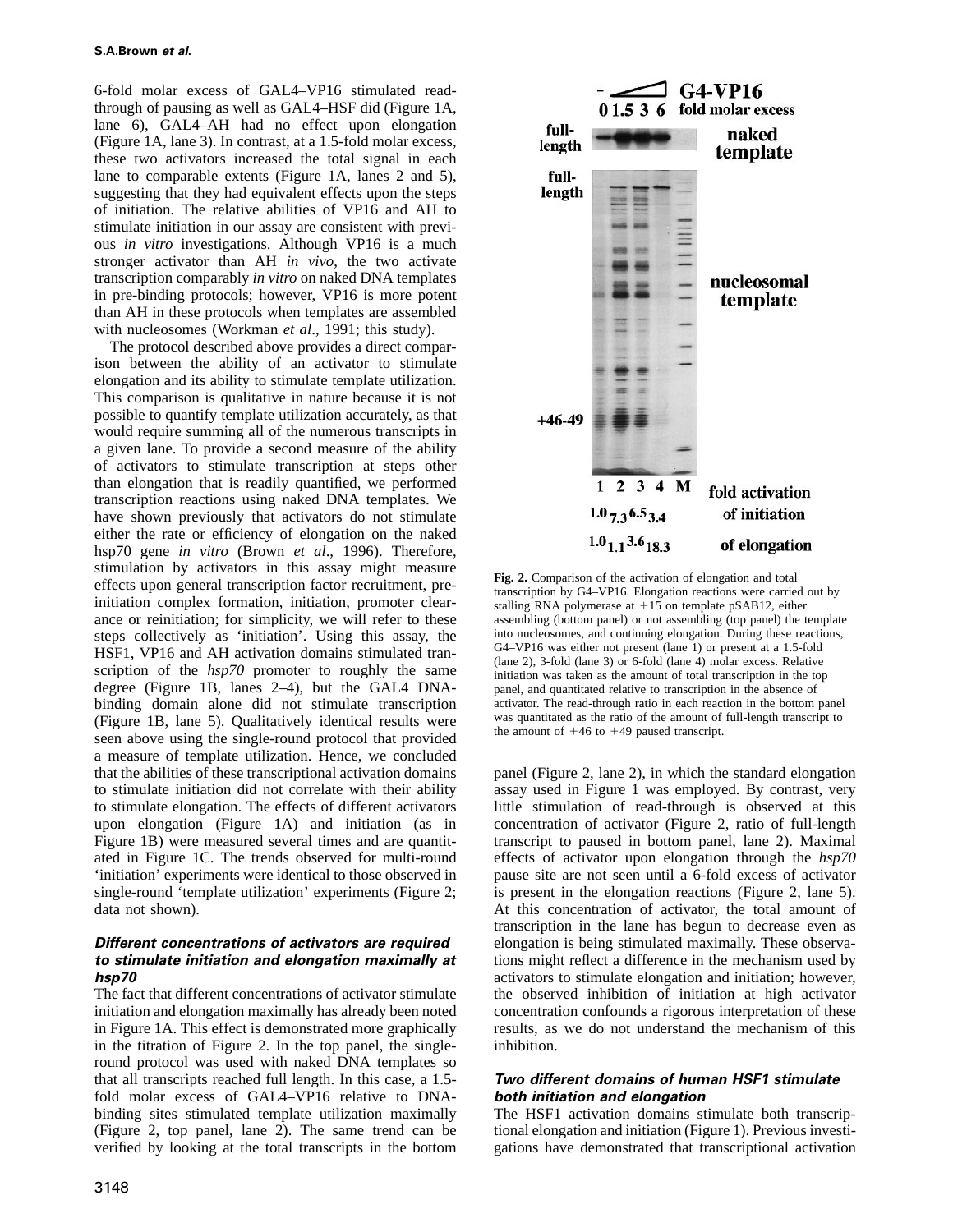6-fold molar excess of GAL4–VP16 stimulated read-through of pausing as well as GAL4–HSF did (Figure 1A, lane 6), GAL4–AH had no effect upon elongation (Figure 1A, lane 3). In contrast, at a 1.5-fold molar excess, these two activators increased the total signal in each lane to comparable extents (Figure 1A, lanes 2 and 5), suggesting that they had equivalent effects upon the steps of initiation. The relative abilities of VP16 and AH to stimulate initiation in our assay are consistent with previous *in vitro* investigations. Although VP16 is a much stronger activator than AH *in vivo*, the two activate transcription comparably *in vitro* on naked DNA templates in pre-binding protocols; however, VP16 is more potent than AH in these protocols when templates are assembled with nucleosomes (Workman *et al*., 1991; this study).

The protocol described above provides a direct comparison between the ability of an activator to stimulate elongation and its ability to stimulate template utilization. This comparison is qualitative in nature because it is not possible to quantify template utilization accurately, as that would require summing all of the numerous transcripts in a given lane. To provide a second measure of the ability of activators to stimulate transcription at steps other than elongation that is readily quantified, we performed transcription reactions using naked DNA templates. We have shown previously that activators do not stimulate either the rate or efficiency of elongation on the naked hsp70 gene *in vitro* (Brown *et al*., 1996). Therefore, stimulation by activators in this assay might measure effects upon general transcription factor recruitment, preinitiation complex formation, initiation, promoter clearance or reinitiation; for simplicity, we will refer to these steps collectively as 'initiation'. Using this assay, the HSF1, VP16 and AH activation domains stimulated transcription of the *hsp70* promoter to roughly the same degree (Figure 1B, lanes 2–4), but the GAL4 DNA-binding domain alone did not stimulate transcription (Figure 1B, lane 5). Qualitatively identical results were seen above using the single-round protocol that provided a measure of template utilization. Hence, we concluded that the abilities of these transcriptional activation domains to stimulate initiation did not correlate with their ability to stimulate elongation. The effects of different activators upon elongation (Figure 1A) and initiation (as in Figure 1B) were measured several times and are quantitated in Figure 1C. The trends observed for multi-round 'initiation' experiments were identical to those observed in single-round 'template utilization' experiments (Figure 2; data not shown).

### *Different concentrations of activators are required to stimulate initiation and elongation maximally at hsp70*

The fact that different concentrations of activator stimulate initiation and elongation maximally has already been noted in Figure 1A. This effect is demonstrated more graphically in the titration of Figure 2. In the top panel, the single-round protocol was used with naked DNA templates so that all transcripts reached full length. In this case, a 1.5-fold molar excess of GAL4–VP16 relative to DNA-binding sites stimulated template utilization maximally (Figure 2, top panel, lane 2). The same trend can be verified by looking at the total transcripts in the bottom panel (Figure 2, lane 2), in which the standard elongation assay used in Figure 1 was employed. By contrast, very little stimulation of read-through is observed at this concentration of activator (Figure 2, ratio of full-length transcript to paused in bottom panel, lane 2). Maximal effects of activator upon elongation through the *hsp70* pause site are not seen until a 6-fold excess of activator is present in the elongation reactions (Figure 2, lane 5). At this concentration of activator, the total amount of transcription in the lane has begun to decrease even as elongation is being stimulated maximally. These observations might reflect a difference in the mechanism used by activators to stimulate elongation and initiation; however, the observed inhibition of initiation at high activator concentration confounds a rigorous interpretation of these results, as we do not understand the mechanism of this inhibition.

**Fig. 2.** Comparison of the activation of elongation and total transcription by G4–VP16. Elongation reactions were carried out by stalling RNA polymerase at +15 on template pSAB12, either assembling (bottom panel) or not assembling (top panel) the template into nucleosomes, and continuing elongation. During these reactions, G4–VP16 was either not present (lane 1) or present at a 1.5-fold (lane 2), 3-fold (lane 3) or 6-fold (lane 4) molar excess. Relative initiation was taken as the amount of total transcription in the top panel, and quantitated relative to transcription in the absence of activator. The read-through ratio in each reaction in the bottom panel was quantitated as the ratio of the amount of full-length transcript to the amount of +46 to +49 paused transcript.

### *Two different domains of human HSF1 stimulate both initiation and elongation*

The HSF1 activation domains stimulate both transcriptional elongation and initiation (Figure 1). Previous investigations have demonstrated that transcriptional activation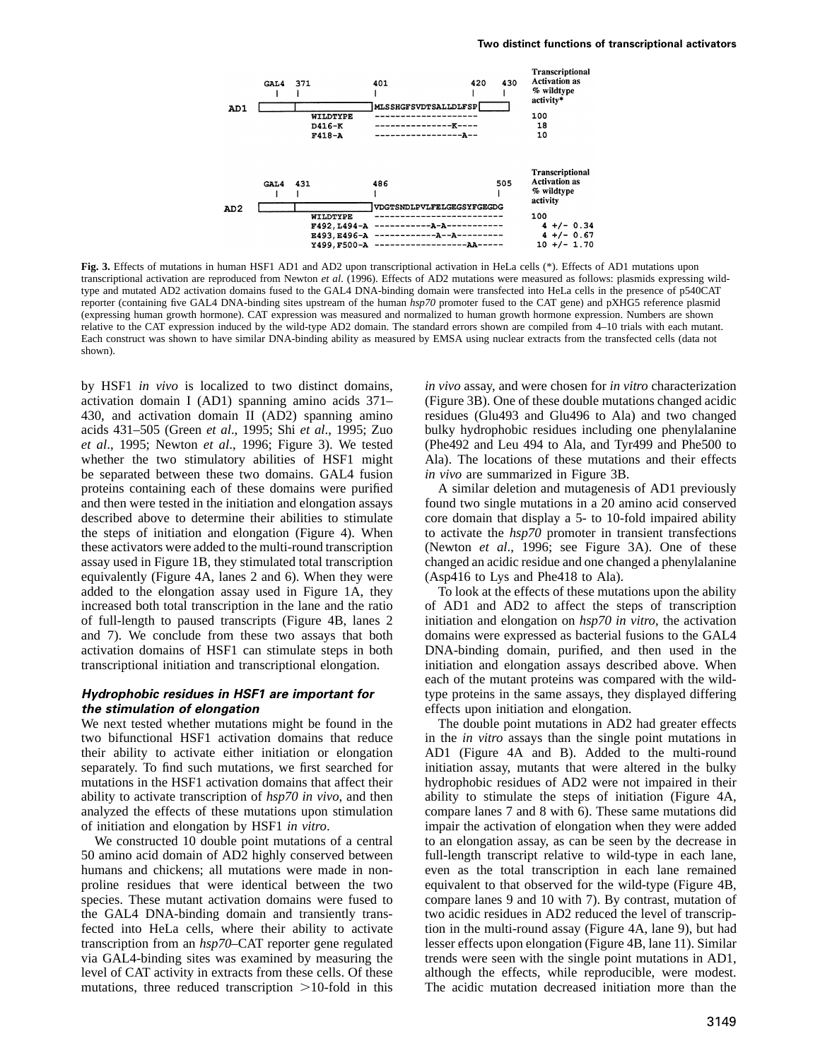```
                                                                   Transcriptional
       GAL4  371               401                   420   430     Activation as
        |    |                 |                      |     |      % wildtype
                                                                   activity*
AD1    [_____________________]MLSSHGFSVDTSALLDLFSP[______]
             WILDTYPE          --------------------                100
             D416-K            ---------------K----                 18
             F418-A            -----------------A--                 10


                                                                   Transcriptional
       GAL4  431               486                       505       Activation as
        |    |                 |                          |        % wildtype
                                                                   activity
AD2    [_____________________]VDGTSNDLPVLFELGEGSYFGEGDG
             WILDTYPE          -------------------------           100
             F492,L494-A       -----------A-A-----------             4 +/- 0.34
             E493,E496-A       ------------A--A---------             4 +/- 0.67
             Y499,F500-A       -----------------AA------            10 +/- 1.70
```

**Fig. 3.** Effects of mutations in human HSF1 AD1 and AD2 upon transcriptional activation in HeLa cells (*). Effects of AD1 mutations upon transcriptional activation are reproduced from Newton *et al.* (1996). Effects of AD2 mutations were measured as follows: plasmids expressing wild-type and mutated AD2 activation domains fused to the GAL4 DNA-binding domain were transfected into HeLa cells in the presence of p540CAT reporter (containing five GAL4 DNA-binding sites upstream of the human *hsp70* promoter fused to the CAT gene) and pXHG5 reference plasmid (expressing human growth hormone). CAT expression was measured and normalized to human growth hormone expression. Numbers are shown relative to the CAT expression induced by the wild-type AD2 domain. The standard errors shown are compiled from 4–10 trials with each mutant. Each construct was shown to have similar DNA-binding ability as measured by EMSA using nuclear extracts from the transfected cells (data not shown).

by HSF1 *in vivo* is localized to two distinct domains, activation domain I (AD1) spanning amino acids 371–430, and activation domain II (AD2) spanning amino acids 431–505 (Green *et al*., 1995; Shi *et al*., 1995; Zuo *et al*., 1995; Newton *et al*., 1996; Figure 3). We tested whether the two stimulatory abilities of HSF1 might be separated between these two domains. GAL4 fusion proteins containing each of these domains were purified and then were tested in the initiation and elongation assays described above to determine their abilities to stimulate the steps of initiation and elongation (Figure 4). When these activators were added to the multi-round transcription assay used in Figure 1B, they stimulated total transcription equivalently (Figure 4A, lanes 2 and 6). When they were added to the elongation assay used in Figure 1A, they increased both total transcription in the lane and the ratio of full-length to paused transcripts (Figure 4B, lanes 2 and 7). We conclude from these two assays that both activation domains of HSF1 can stimulate steps in both transcriptional initiation and transcriptional elongation.

### Hydrophobic residues in HSF1 are important for the stimulation of elongation

We next tested whether mutations might be found in the two bifunctional HSF1 activation domains that reduce their ability to activate either initiation or elongation separately. To find such mutations, we first searched for mutations in the HSF1 activation domains that affect their ability to activate transcription of *hsp70 in vivo*, and then analyzed the effects of these mutations upon stimulation of initiation and elongation by HSF1 *in vitro*.

We constructed 10 double point mutations of a central 50 amino acid domain of AD2 highly conserved between humans and chickens; all mutations were made in non-proline residues that were identical between the two species. These mutant activation domains were fused to the GAL4 DNA-binding domain and transiently transfected into HeLa cells, where their ability to activate transcription from an *hsp70*–CAT reporter gene regulated via GAL4-binding sites was examined by measuring the level of CAT activity in extracts from these cells. Of these mutations, three reduced transcription >10-fold in this *in vivo* assay, and were chosen for *in vitro* characterization (Figure 3B). One of these double mutations changed acidic residues (Glu493 and Glu496 to Ala) and two changed bulky hydrophobic residues including one phenylalanine (Phe492 and Leu 494 to Ala, and Tyr499 and Phe500 to Ala). The locations of these mutations and their effects *in vivo* are summarized in Figure 3B.

A similar deletion and mutagenesis of AD1 previously found two single mutations in a 20 amino acid conserved core domain that display a 5- to 10-fold impaired ability to activate the *hsp70* promoter in transient transfections (Newton *et al*., 1996; see Figure 3A). One of these changed an acidic residue and one changed a phenylalanine (Asp416 to Lys and Phe418 to Ala).

To look at the effects of these mutations upon the ability of AD1 and AD2 to affect the steps of transcription initiation and elongation on *hsp70 in vitro*, the activation domains were expressed as bacterial fusions to the GAL4 DNA-binding domain, purified, and then used in the initiation and elongation assays described above. When each of the mutant proteins was compared with the wild-type proteins in the same assays, they displayed differing effects upon initiation and elongation.

The double point mutations in AD2 had greater effects in the *in vitro* assays than the single point mutations in AD1 (Figure 4A and B). Added to the multi-round initiation assay, mutants that were altered in the bulky hydrophobic residues of AD2 were not impaired in their ability to stimulate the steps of initiation (Figure 4A, compare lanes 7 and 8 with 6). These same mutations did impair the activation of elongation when they were added to an elongation assay, as can be seen by the decrease in full-length transcript relative to wild-type in each lane, even as the total transcription in each lane remained equivalent to that observed for the wild-type (Figure 4B, compare lanes 9 and 10 with 7). By contrast, mutation of two acidic residues in AD2 reduced the level of transcription in the multi-round assay (Figure 4A, lane 9), but had lesser effects upon elongation (Figure 4B, lane 11). Similar trends were seen with the single point mutations in AD1, although the effects, while reproducible, were modest. The acidic mutation decreased initiation more than the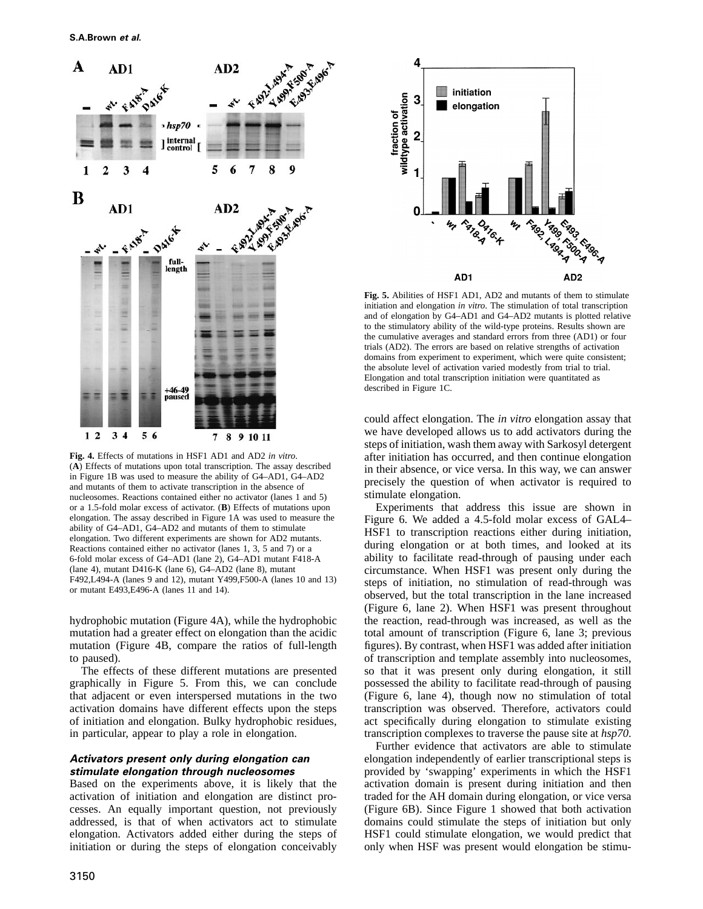**Fig. 4.** Effects of mutations in HSF1 AD1 and AD2 *in vitro*. (**A**) Effects of mutations upon total transcription. The assay described in Figure 1B was used to measure the ability of G4–AD1, G4–AD2 and mutants of them to activate transcription in the absence of nucleosomes. Reactions contained either no activator (lanes 1 and 5) or a 1.5-fold molar excess of activator. (**B**) Effects of mutations upon elongation. The assay described in Figure 1A was used to measure the ability of G4–AD1, G4–AD2 and mutants of them to stimulate elongation. Two different experiments are shown for AD2 mutants. Reactions contained either no activator (lanes 1, 3, 5 and 7) or a 6-fold molar excess of G4–AD1 (lane 2), G4–AD1 mutant F418-A (lane 4), mutant D416-K (lane 6), G4–AD2 (lane 8), mutant F492,L494-A (lanes 9 and 12), mutant Y499,F500-A (lanes 10 and 13) or mutant E493,E496-A (lanes 11 and 14).

**Fig. 5.** Abilities of HSF1 AD1, AD2 and mutants of them to stimulate initiation and elongation *in vitro*. The stimulation of total transcription and of elongation by G4–AD1 and G4–AD2 mutants is plotted relative to the stimulatory ability of the wild-type proteins. Results shown are the cumulative averages and standard errors from three (AD1) or four trials (AD2). The errors are based on relative strengths of activation domains from experiment to experiment, which were quite consistent; the absolute level of activation varied modestly from trial to trial. Elongation and total transcription initiation were quantitated as described in Figure 1C.

hydrophobic mutation (Figure 4A), while the hydrophobic mutation had a greater effect on elongation than the acidic mutation (Figure 4B, compare the ratios of full-length to paused).

The effects of these different mutations are presented graphically in Figure 5. From this, we can conclude that adjacent or even interspersed mutations in the two activation domains have different effects upon the steps of initiation and elongation. Bulky hydrophobic residues, in particular, appear to play a role in elongation.

### *Activators present only during elongation can stimulate elongation through nucleosomes*

Based on the experiments above, it is likely that the activation of initiation and elongation are distinct processes. An equally important question, not previously addressed, is that of when activators act to stimulate elongation. Activators added either during the steps of initiation or during the steps of elongation conceivably could affect elongation. The *in vitro* elongation assay that we have developed allows us to add activators during the steps of initiation, wash them away with Sarkosyl detergent after initiation has occurred, and then continue elongation in their absence, or vice versa. In this way, we can answer precisely the question of when activator is required to stimulate elongation.

Experiments that address this issue are shown in Figure 6. We added a 4.5-fold molar excess of GAL4–HSF1 to transcription reactions either during initiation, during elongation or at both times, and looked at its ability to facilitate read-through of pausing under each circumstance. When HSF1 was present only during the steps of initiation, no stimulation of read-through was observed, but the total transcription in the lane increased (Figure 6, lane 2). When HSF1 was present throughout the reaction, read-through was increased, as well as the total amount of transcription (Figure 6, lane 3; previous figures). By contrast, when HSF1 was added after initiation of transcription and template assembly into nucleosomes, so that it was present only during elongation, it still possessed the ability to facilitate read-through of pausing (Figure 6, lane 4), though now no stimulation of total transcription was observed. Therefore, activators could act specifically during elongation to stimulate existing transcription complexes to traverse the pause site at *hsp70*.

Further evidence that activators are able to stimulate elongation independently of earlier transcriptional steps is provided by 'swapping' experiments in which the HSF1 activation domain is present during initiation and then traded for the AH domain during elongation, or vice versa (Figure 6B). Since Figure 1 showed that both activation domains could stimulate the steps of initiation but only HSF1 could stimulate elongation, we would predict that only when HSF was present would elongation be stimu-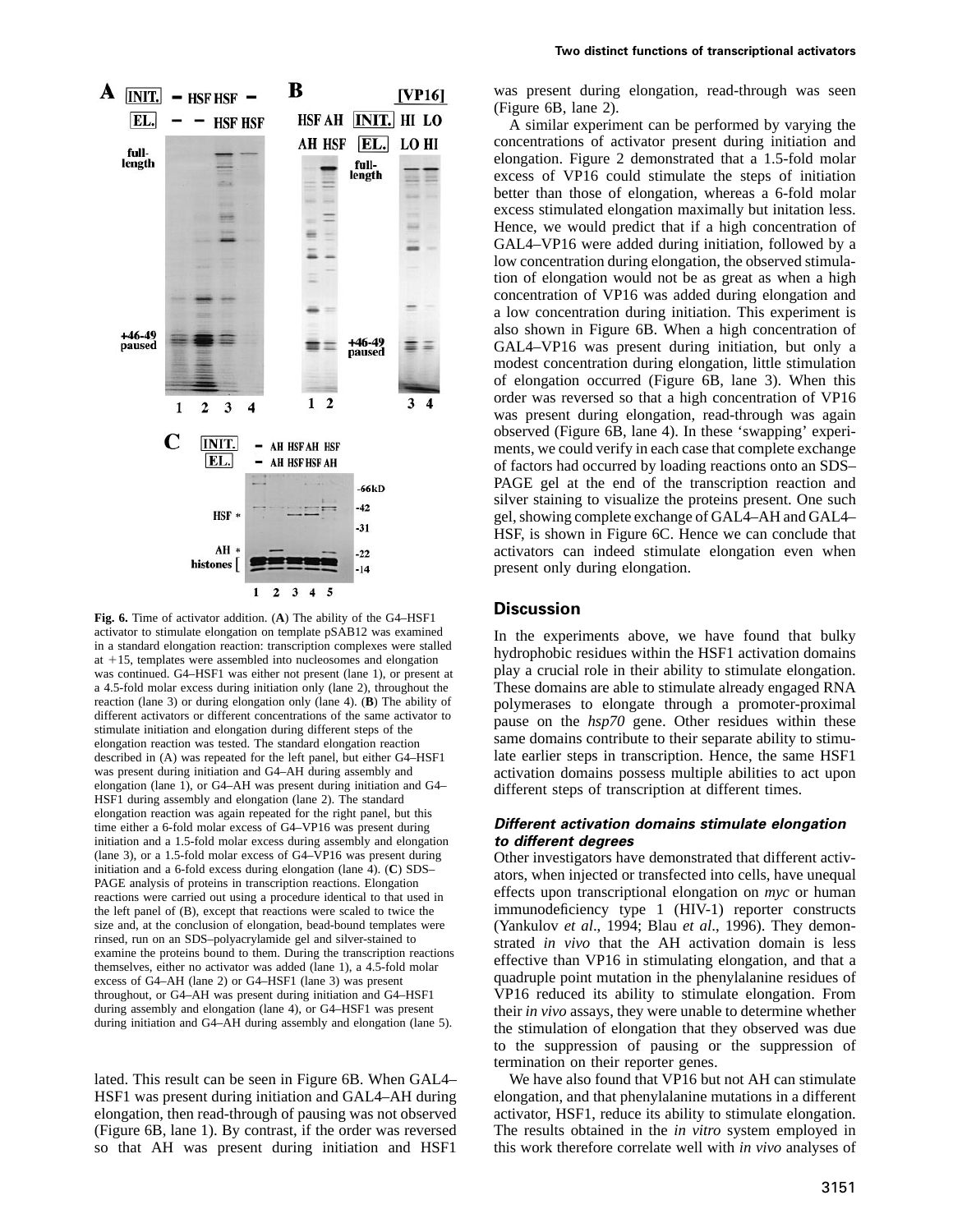Fig. 6. Time of activator addition. (**A**) The ability of the G4–HSF1 activator to stimulate elongation on template pSAB12 was examined in a standard elongation reaction: transcription complexes were stalled at +15, templates were assembled into nucleosomes and elongation was continued. G4–HSF1 was either not present (lane 1), or present at a 4.5-fold molar excess during initiation only (lane 2), throughout the reaction (lane 3) or during elongation only (lane 4). (**B**) The ability of different activators or different concentrations of the same activator to stimulate initiation and elongation during different steps of the elongation reaction was tested. The standard elongation reaction described in (A) was repeated for the left panel, but either G4–HSF1 was present during initiation and G4–AH during assembly and elongation (lane 1), or G4–AH was present during initiation and G4–HSF1 during assembly and elongation (lane 2). The standard elongation reaction was again repeated for the right panel, but this time either a 6-fold molar excess of G4–VP16 was present during initiation and a 1.5-fold molar excess during assembly and elongation (lane 3), or a 1.5-fold molar excess of G4–VP16 was present during initiation and a 6-fold excess during elongation (lane 4). (**C**) SDS–PAGE analysis of proteins in transcription reactions. Elongation reactions were carried out using a procedure identical to that used in the left panel of (B), except that reactions were scaled to twice the size and, at the conclusion of elongation, bead-bound templates were rinsed, run on an SDS–polyacrylamide gel and silver-stained to examine the proteins bound to them. During the transcription reactions themselves, either no activator was added (lane 1), a 4.5-fold molar excess of G4–AH (lane 2) or G4–HSF1 (lane 3) was present throughout, or G4–AH was present during initiation and G4–HSF1 during assembly and elongation (lane 4), or G4–HSF1 was present during initiation and G4–AH during assembly and elongation (lane 5).

lated. This result can be seen in Figure 6B. When GAL4–HSF1 was present during initiation and GAL4–AH during elongation, then read-through of pausing was not observed (Figure 6B, lane 1). By contrast, if the order was reversed so that AH was present during initiation and HSF1 was present during elongation, read-through was seen (Figure 6B, lane 2).

A similar experiment can be performed by varying the concentrations of activator present during initiation and elongation. Figure 2 demonstrated that a 1.5-fold molar excess of VP16 could stimulate the steps of initiation better than those of elongation, whereas a 6-fold molar excess stimulated elongation maximally but initation less. Hence, we would predict that if a high concentration of GAL4–VP16 were added during initiation, followed by a low concentration during elongation, the observed stimulation of elongation would not be as great as when a high concentration of VP16 was added during elongation and a low concentration during initiation. This experiment is also shown in Figure 6B. When a high concentration of GAL4–VP16 was present during initiation, but only a modest concentration during elongation, little stimulation of elongation occurred (Figure 6B, lane 3). When this order was reversed so that a high concentration of VP16 was present during elongation, read-through was again observed (Figure 6B, lane 4). In these 'swapping' experiments, we could verify in each case that complete exchange of factors had occurred by loading reactions onto an SDS–PAGE gel at the end of the transcription reaction and silver staining to visualize the proteins present. One such gel, showing complete exchange of GAL4–AH and GAL4–HSF, is shown in Figure 6C. Hence we can conclude that activators can indeed stimulate elongation even when present only during elongation.

## Discussion

In the experiments above, we have found that bulky hydrophobic residues within the HSF1 activation domains play a crucial role in their ability to stimulate elongation. These domains are able to stimulate already engaged RNA polymerases to elongate through a promoter-proximal pause on the *hsp70* gene. Other residues within these same domains contribute to their separate ability to stimulate earlier steps in transcription. Hence, the same HSF1 activation domains possess multiple abilities to act upon different steps of transcription at different times.

### *Different activation domains stimulate elongation to different degrees*

Other investigators have demonstrated that different activators, when injected or transfected into cells, have unequal effects upon transcriptional elongation on *myc* or human immunodeficiency type 1 (HIV-1) reporter constructs (Yankulov *et al*., 1994; Blau *et al*., 1996). They demonstrated *in vivo* that the AH activation domain is less effective than VP16 in stimulating elongation, and that a quadruple point mutation in the phenylalanine residues of VP16 reduced its ability to stimulate elongation. From their *in vivo* assays, they were unable to determine whether the stimulation of elongation that they observed was due to the suppression of pausing or the suppression of termination on their reporter genes.

We have also found that VP16 but not AH can stimulate elongation, and that phenylalanine mutations in a different activator, HSF1, reduce its ability to stimulate elongation. The results obtained in the *in vitro* system employed in this work therefore correlate well with *in vivo* analyses of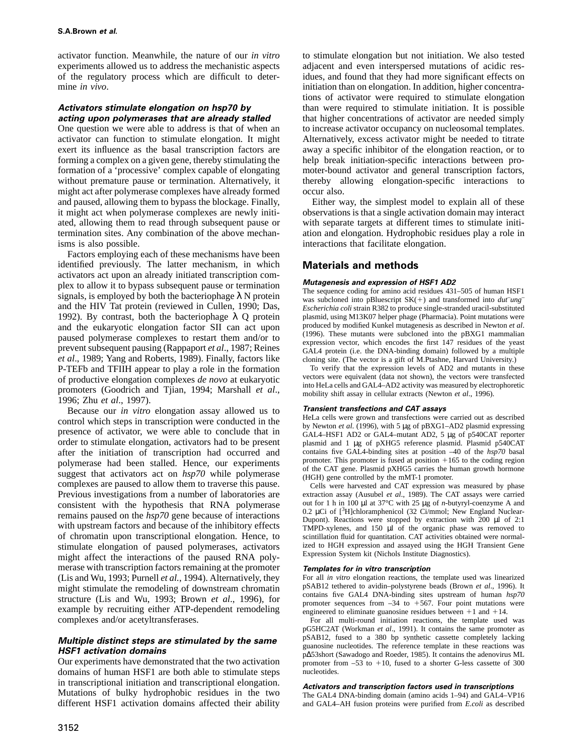activator function. Meanwhile, the nature of our *in vitro* experiments allowed us to address the mechanistic aspects of the regulatory process which are difficult to determine *in vivo*.

### Activators stimulate elongation on hsp70 by acting upon polymerases that are already stalled

One question we were able to address is that of when an activator can function to stimulate elongation. It might exert its influence as the basal transcription factors are forming a complex on a given gene, thereby stimulating the formation of a 'processive' complex capable of elongating without premature pause or termination. Alternatively, it might act after polymerase complexes have already formed and paused, allowing them to bypass the blockage. Finally, it might act when polymerase complexes are newly initiated, allowing them to read through subsequent pause or termination sites. Any combination of the above mechanisms is also possible.

Factors employing each of these mechanisms have been identified previously. The latter mechanism, in which activators act upon an already initiated transcription complex to allow it to bypass subsequent pause or termination signals, is employed by both the bacteriophage λ N protein and the HIV Tat protein (reviewed in Cullen, 1990; Das, 1992). By contrast, both the bacteriophage λ Q protein and the eukaryotic elongation factor SII can act upon paused polymerase complexes to restart them and/or to prevent subsequent pausing (Rappaport *et al*., 1987; Reines *et al*., 1989; Yang and Roberts, 1989). Finally, factors like P-TEFb and TFIIH appear to play a role in the formation of productive elongation complexes *de novo* at eukaryotic promoters (Goodrich and Tjian, 1994; Marshall *et al*., 1996; Zhu *et al*., 1997).

Because our *in vitro* elongation assay allowed us to control which steps in transcription were conducted in the presence of activator, we were able to conclude that in order to stimulate elongation, activators had to be present after the initiation of transcription had occurred and polymerase had been stalled. Hence, our experiments suggest that activators act on *hsp70* while polymerase complexes are paused to allow them to traverse this pause. Previous investigations from a number of laboratories are consistent with the hypothesis that RNA polymerase remains paused on the *hsp70* gene because of interactions with upstream factors and because of the inhibitory effects of chromatin upon transcriptional elongation. Hence, to stimulate elongation of paused polymerases, activators might affect the interactions of the paused RNA polymerase with transcription factors remaining at the promoter (Lis and Wu, 1993; Purnell *et al.*, 1994). Alternatively, they might stimulate the remodeling of downstream chromatin structure (Lis and Wu, 1993; Brown *et al*., 1996), for example by recruiting either ATP-dependent remodeling complexes and/or acetyltransferases.

### Multiple distinct steps are stimulated by the same HSF1 activation domains

Our experiments have demonstrated that the two activation domains of human HSF1 are both able to stimulate steps in transcriptional initiation and transcriptional elongation. Mutations of bulky hydrophobic residues in the two different HSF1 activation domains affected their ability to stimulate elongation but not initiation. We also tested adjacent and even interspersed mutations of acidic residues, and found that they had more significant effects on initiation than on elongation. In addition, higher concentrations of activator were required to stimulate elongation than were required to stimulate initiation. It is possible that higher concentrations of activator are needed simply to increase activator occupancy on nucleosomal templates. Alternatively, excess activator might be needed to titrate away a specific inhibitor of the elongation reaction, or to help break initiation-specific interactions between promoter-bound activator and general transcription factors, thereby allowing elongation-specific interactions to occur also.

Either way, the simplest model to explain all of these observations is that a single activation domain may interact with separate targets at different times to stimulate initiation and elongation. Hydrophobic residues play a role in interactions that facilitate elongation.

## Materials and methods

### Mutagenesis and expression of HSF1 AD2

The sequence coding for amino acid residues 431–505 of human HSF1 was subcloned into pBluescript SK(+) and transformed into *dut*$^-$*ung*$^-$ *Escherichia coli* strain R382 to produce single-stranded uracil-substituted plasmid, using M13K07 helper phage (Pharmacia). Point mutations were produced by modified Kunkel mutagenesis as described in Newton *et al*. (1996). These mutants were subcloned into the pBXG1 mammalian expression vector, which encodes the first 147 residues of the yeast GAL4 protein (i.e. the DNA-binding domain) followed by a multiple cloning site. (The vector is a gift of M.Ptashne, Harvard University.)

To verify that the expression levels of AD2 and mutants in these vectors were equivalent (data not shown), the vectors were transfected into HeLa cells and GAL4–AD2 activity was measured by electrophoretic mobility shift assay in cellular extracts (Newton *et al*., 1996).

### Transient transfections and CAT assays

HeLa cells were grown and transfections were carried out as described by Newton *et al.* (1996), with 5 μg of pBXG1–AD2 plasmid expressing GAL4–HSF1 AD2 or GAL4–mutant AD2, 5 μg of p540CAT reporter plasmid and 1 μg of pXHG5 reference plasmid. Plasmid p540CAT contains five GAL4-binding sites at position –40 of the *hsp70* basal promoter. This promoter is fused at position +165 to the coding region of the CAT gene. Plasmid pXHG5 carries the human growth hormone (HGH) gene controlled by the mMT-1 promoter.

Cells were harvested and CAT expression was measured by phase extraction assay (Ausubel *et al*., 1989). The CAT assays were carried out for 1 h in 100 μl at 37°C with 25 μg of *n*-butyryl-coenzyme A and 0.2 μCi of [$^3$H]chloramphenicol (32 Ci/mmol; New England Nuclear-Dupont). Reactions were stopped by extraction with 200 μl of 2:1 TMPD-xylenes, and 150 μl of the organic phase was removed to scintillation fluid for quantitation. CAT activities obtained were normalized to HGH expression and assayed using the HGH Transient Gene Expression System kit (Nichols Institute Diagnostics).

### Templates for in vitro transcription

For all *in vitro* elongation reactions, the template used was linearized pSAB12 tethered to avidin–polystyrene beads (Brown *et al*., 1996). It contains five GAL4 DNA-binding sites upstream of human *hsp70* promoter sequences from –34 to +567. Four point mutations were engineered to eliminate guanosine residues between +1 and +14.

For all multi-round initiation reactions, the template used was pG5HC2AT (Workman *et al*., 1991). It contains the same promoter as pSAB12, fused to a 380 bp synthetic cassette completely lacking guanosine nucleotides. The reference template in these reactions was pΔ53short (Sawadogo and Roeder, 1985). It contains the adenovirus ML promoter from –53 to +10, fused to a shorter G-less cassette of 300 nucleotides.

### Activators and transcription factors used in transcriptions

The GAL4 DNA-binding domain (amino acids 1–94) and GAL4–VP16 and GAL4–AH fusion proteins were purified from *E.coli* as described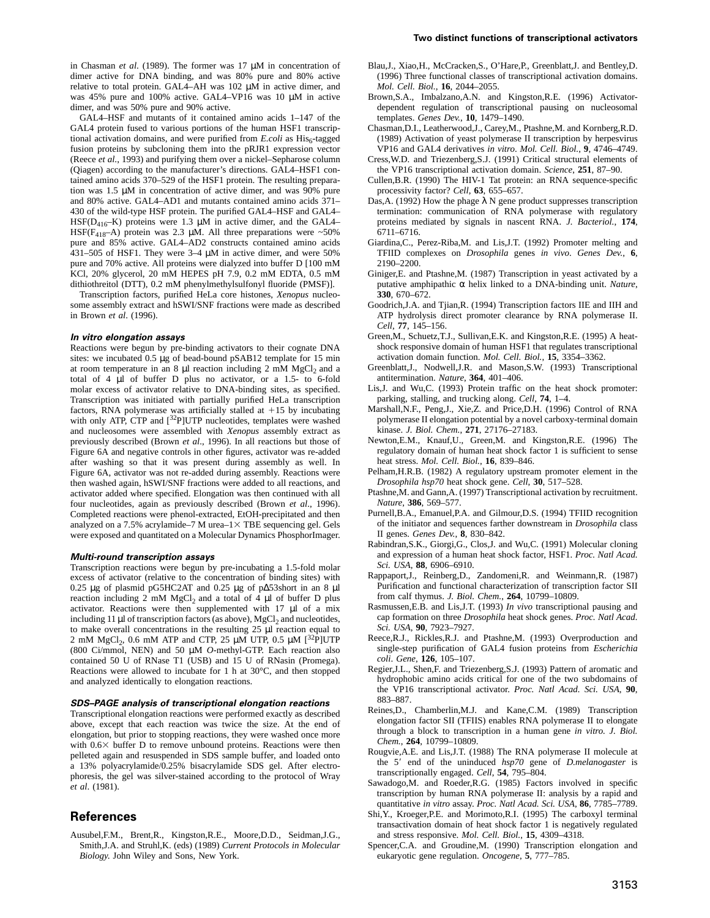in Chasman *et al.* (1989). The former was 17 μM in concentration of dimer active for DNA binding, and was 80% pure and 80% active relative to total protein. GAL4–AH was 102 μM in active dimer, and was 45% pure and 100% active. GAL4–VP16 was 10 μM in active dimer, and was 50% pure and 90% active.

GAL4–HSF and mutants of it contained amino acids 1–147 of the GAL4 protein fused to various portions of the human HSF1 transcriptional activation domains, and were purified from *E.coli* as $His_6$-tagged fusion proteins by subcloning them into the pRJR1 expression vector (Reece *et al.*, 1993) and purifying them over a nickel–Sepharose column (Qiagen) according to the manufacturer's directions. GAL4–HSF1 contained amino acids 370–529 of the HSF1 protein. The resulting preparation was 1.5 μM in concentration of active dimer, and was 90% pure and 80% active. GAL4–AD1 and mutants contained amino acids 371–430 of the wild-type HSF protein. The purified GAL4–HSF and GAL4–HSF($D_{416}$–K) proteins were 1.3 μM in active dimer, and the GAL4–HSF($F_{418}$–A) protein was 2.3 μM. All three preparations were ~50% pure and 85% active. GAL4–AD2 constructs contained amino acids 431–505 of HSF1. They were 3–4 μM in active dimer, and were 50% pure and 70% active. All proteins were dialyzed into buffer D [100 mM KCl, 20% glycerol, 20 mM HEPES pH 7.9, 0.2 mM EDTA, 0.5 mM dithiothreitol (DTT), 0.2 mM phenylmethylsulfonyl fluoride (PMSF)].

Transcription factors, purified HeLa core histones, *Xenopus* nucleosome assembly extract and hSWI/SNF fractions were made as described in Brown *et al.* (1996).

### *In vitro elongation assays*

Reactions were begun by pre-binding activators to their cognate DNA sites: we incubated 0.5 μg of bead-bound pSAB12 template for 15 min at room temperature in an 8 μl reaction including 2 mM $MgCl_2$ and a total of 4 μl of buffer D plus no activator, or a 1.5- to 6-fold molar excess of activator relative to DNA-binding sites, as specified. Transcription was initiated with partially purified HeLa transcription factors, RNA polymerase was artificially stalled at +15 by incubating with only ATP, CTP and [$^{32}$P]UTP nucleotides, templates were washed and nucleosomes were assembled with *Xenopus* assembly extract as previously described (Brown *et al.*, 1996). In all reactions but those of Figure 6A and negative controls in other figures, activator was re-added after washing so that it was present during assembly as well. In Figure 6A, activator was not re-added during assembly. Reactions were then washed again, hSWI/SNF fractions were added to all reactions, and activator added where specified. Elongation was then continued with all four nucleotides, again as previously described (Brown *et al.*, 1996). Completed reactions were phenol-extracted, EtOH-precipitated and then analyzed on a 7.5% acrylamide–7 M urea–1× TBE sequencing gel. Gels were exposed and quantitated on a Molecular Dynamics PhosphorImager.

### *Multi-round transcription assays*

Transcription reactions were begun by pre-incubating a 1.5-fold molar excess of activator (relative to the concentration of binding sites) with 0.25 μg of plasmid pG5HC2AT and 0.25 μg of pΔ53short in an 8 μl reaction including 2 mM $MgCl_2$ and a total of 4 μl of buffer D plus activator. Reactions were then supplemented with 17 μl of a mix including 11 μl of transcription factors (as above), $MgCl_2$ and nucleotides, to make overall concentrations in the resulting 25 μl reaction equal to 2 mM $MgCl_2$, 0.6 mM ATP and CTP, 25 μM UTP, 0.5 μM [$^{32}$P]UTP (800 Ci/mmol, NEN) and 50 μM *O*-methyl-GTP. Each reaction also contained 50 U of RNase T1 (USB) and 15 U of RNasin (Promega). Reactions were allowed to incubate for 1 h at 30°C, and then stopped and analyzed identically to elongation reactions.

### *SDS–PAGE analysis of transcriptional elongation reactions*

Transcriptional elongation reactions were performed exactly as described above, except that each reaction was twice the size. At the end of elongation, but prior to stopping reactions, they were washed once more with 0.6× buffer D to remove unbound proteins. Reactions were then pelleted again and resuspended in SDS sample buffer, and loaded onto a 13% polyacrylamide/0.25% bisacrylamide SDS gel. After electrophoresis, the gel was silver-stained according to the protocol of Wray *et al.* (1981).

## References

Ausubel,F.M., Brent,R., Kingston,R.E., Moore,D.D., Seidman,J.G., Smith,J.A. and Struhl,K. (eds) (1989) *Current Protocols in Molecular Biology.* John Wiley and Sons, New York.

Blau,J., Xiao,H., McCracken,S., O'Hare,P., Greenblatt,J. and Bentley,D. (1996) Three functional classes of transcriptional activation domains. *Mol. Cell. Biol.*, **16**, 2044–2055.

Brown,S.A., Imbalzano,A.N. and Kingston,R.E. (1996) Activator-dependent regulation of transcriptional pausing on nucleosomal templates. *Genes Dev.*, **10**, 1479–1490.

Chasman,D.I., Leatherwood,J., Carey,M., Ptashne,M. and Kornberg,R.D. (1989) Activation of yeast polymerase II transcription by herpesvirus VP16 and GAL4 derivatives *in vitro*. *Mol. Cell. Biol.*, **9**, 4746–4749.

Cress,W.D. and Triezenberg,S.J. (1991) Critical structural elements of the VP16 transcriptional activation domain. *Science*, **251**, 87–90.

Cullen,B.R. (1990) The HIV-1 Tat protein: an RNA sequence-specific processivity factor? *Cell*, **63**, 655–657.

Das,A. (1992) How the phage λ N gene product suppresses transcription termination: communication of RNA polymerase with regulatory proteins mediated by signals in nascent RNA. *J. Bacteriol.*, **174**, 6711–6716.

Giardina,C., Perez-Riba,M. and Lis,J.T. (1992) Promoter melting and TFIID complexes on *Drosophila* genes *in vivo*. *Genes Dev.*, **6**, 2190–2200.

Giniger,E. and Ptashne,M. (1987) Transcription in yeast activated by a putative amphipathic α helix linked to a DNA-binding unit. *Nature*, **330**, 670–672.

Goodrich,J.A. and Tjian,R. (1994) Transcription factors IIE and IIH and ATP hydrolysis direct promoter clearance by RNA polymerase II. *Cell*, **77**, 145–156.

Green,M., Schuetz,T.J., Sullivan,E.K. and Kingston,R.E. (1995) A heat-shock responsive domain of human HSF1 that regulates transcriptional activation domain function. *Mol. Cell. Biol.*, **15**, 3354–3362.

Greenblatt,J., Nodwell,J.R. and Mason,S.W. (1993) Transcriptional antitermination. *Nature*, **364**, 401–406.

Lis,J. and Wu,C. (1993) Protein traffic on the heat shock promoter: parking, stalling, and trucking along. *Cell*, **74**, 1–4.

Marshall,N.F., Peng,J., Xie,Z. and Price,D.H. (1996) Control of RNA polymerase II elongation potential by a novel carboxy-terminal domain kinase. *J. Biol. Chem.*, **271**, 27176–27183.

Newton,E.M., Knauf,U., Green,M. and Kingston,R.E. (1996) The regulatory domain of human heat shock factor 1 is sufficient to sense heat stress. *Mol. Cell. Biol.*, **16**, 839–846.

Pelham,H.R.B. (1982) A regulatory upstream promoter element in the *Drosophila hsp70* heat shock gene. *Cell*, **30**, 517–528.

Ptashne,M. and Gann,A. (1997) Transcriptional activation by recruitment. *Nature*, **386**, 569–577.

Purnell,B.A., Emanuel,P.A. and Gilmour,D.S. (1994) TFIID recognition of the initiator and sequences farther downstream in *Drosophila* class II genes. *Genes Dev.*, **8**, 830–842.

Rabindran,S.K., Giorgi,G., Clos,J. and Wu,C. (1991) Molecular cloning and expression of a human heat shock factor, HSF1. *Proc. Natl Acad. Sci. USA*, **88**, 6906–6910.

Rappaport,J., Reinberg,D., Zandomeni,R. and Weinmann,R. (1987) Purification and functional characterization of transcription factor SII from calf thymus. *J. Biol. Chem.*, **264**, 10799–10809.

Rasmussen,E.B. and Lis,J.T. (1993) *In vivo* transcriptional pausing and cap formation on three *Drosophila* heat shock genes. *Proc. Natl Acad. Sci. USA*, **90**, 7923–7927.

Reece,R.J., Rickles,R.J. and Ptashne,M. (1993) Overproduction and single-step purification of GAL4 fusion proteins from *Escherichia coli*. *Gene*, **126**, 105–107.

Regier,J.L., Shen,F. and Triezenberg,S.J. (1993) Pattern of aromatic and hydrophobic amino acids critical for one of the two subdomains of the VP16 transcriptional activator. *Proc. Natl Acad. Sci. USA*, **90**, 883–887.

Reines,D., Chamberlin,M.J. and Kane,C.M. (1989) Transcription elongation factor SII (TFIIS) enables RNA polymerase II to elongate through a block to transcription in a human gene *in vitro*. *J. Biol. Chem.*, **264**, 10799–10809.

Rougvie,A.E. and Lis,J.T. (1988) The RNA polymerase II molecule at the 5′ end of the uninduced *hsp70* gene of *D.melanogaster* is transcriptionally engaged. *Cell*, **54**, 795–804.

Sawadogo,M. and Roeder,R.G. (1985) Factors involved in specific transcription by human RNA polymerase II: analysis by a rapid and quantitative *in vitro* assay. *Proc. Natl Acad. Sci. USA*, **86**, 7785–7789.

Shi,Y., Kroeger,P.E. and Morimoto,R.I. (1995) The carboxyl terminal transactivation domain of heat shock factor 1 is negatively regulated and stress responsive. *Mol. Cell. Biol.*, **15**, 4309–4318.

Spencer,C.A. and Groudine,M. (1990) Transcription elongation and eukaryotic gene regulation. *Oncogene*, **5**, 777–785.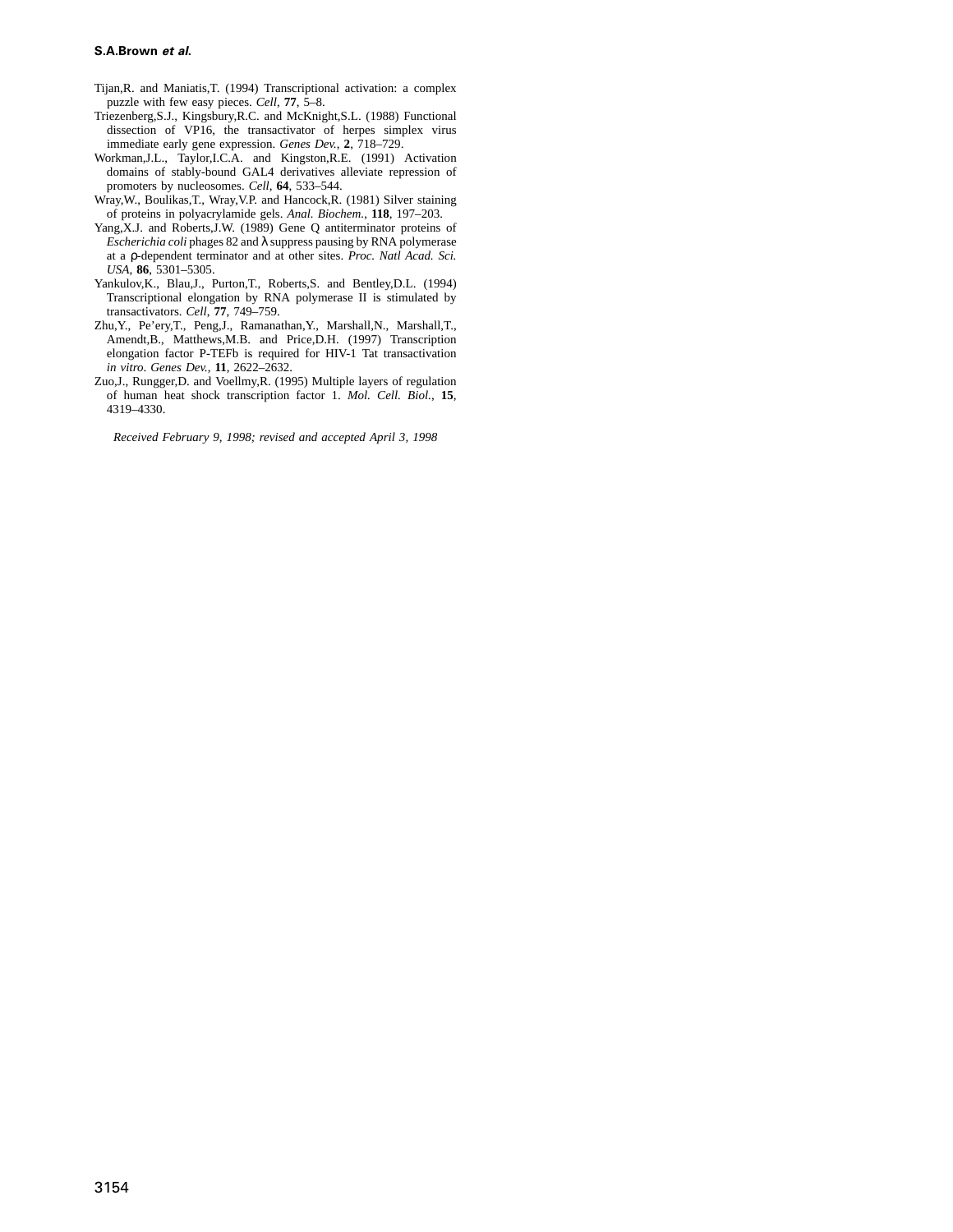Tijan,R. and Maniatis,T. (1994) Transcriptional activation: a complex puzzle with few easy pieces. *Cell*, **77**, 5–8.

Triezenberg,S.J., Kingsbury,R.C. and McKnight,S.L. (1988) Functional dissection of VP16, the transactivator of herpes simplex virus immediate early gene expression. *Genes Dev.*, **2**, 718–729.

Workman,J.L., Taylor,I.C.A. and Kingston,R.E. (1991) Activation domains of stably-bound GAL4 derivatives alleviate repression of promoters by nucleosomes. *Cell*, **64**, 533–544.

Wray,W., Boulikas,T., Wray,V.P. and Hancock,R. (1981) Silver staining of proteins in polyacrylamide gels. *Anal. Biochem.*, **118**, 197–203.

Yang,X.J. and Roberts,J.W. (1989) Gene Q antiterminator proteins of *Escherichia coli* phages 82 and λ suppress pausing by RNA polymerase at a ρ-dependent terminator and at other sites. *Proc. Natl Acad. Sci. USA*, **86**, 5301–5305.

Yankulov,K., Blau,J., Purton,T., Roberts,S. and Bentley,D.L. (1994) Transcriptional elongation by RNA polymerase II is stimulated by transactivators. *Cell*, **77**, 749–759.

Zhu,Y., Pe'ery,T., Peng,J., Ramanathan,Y., Marshall,N., Marshall,T., Amendt,B., Matthews,M.B. and Price,D.H. (1997) Transcription elongation factor P-TEFb is required for HIV-1 Tat transactivation *in vitro*. *Genes Dev.*, **11**, 2622–2632.

Zuo,J., Rungger,D. and Voellmy,R. (1995) Multiple layers of regulation of human heat shock transcription factor 1. *Mol. Cell. Biol.*, **15**, 4319–4330.

*Received February 9, 1998; revised and accepted April 3, 1998*